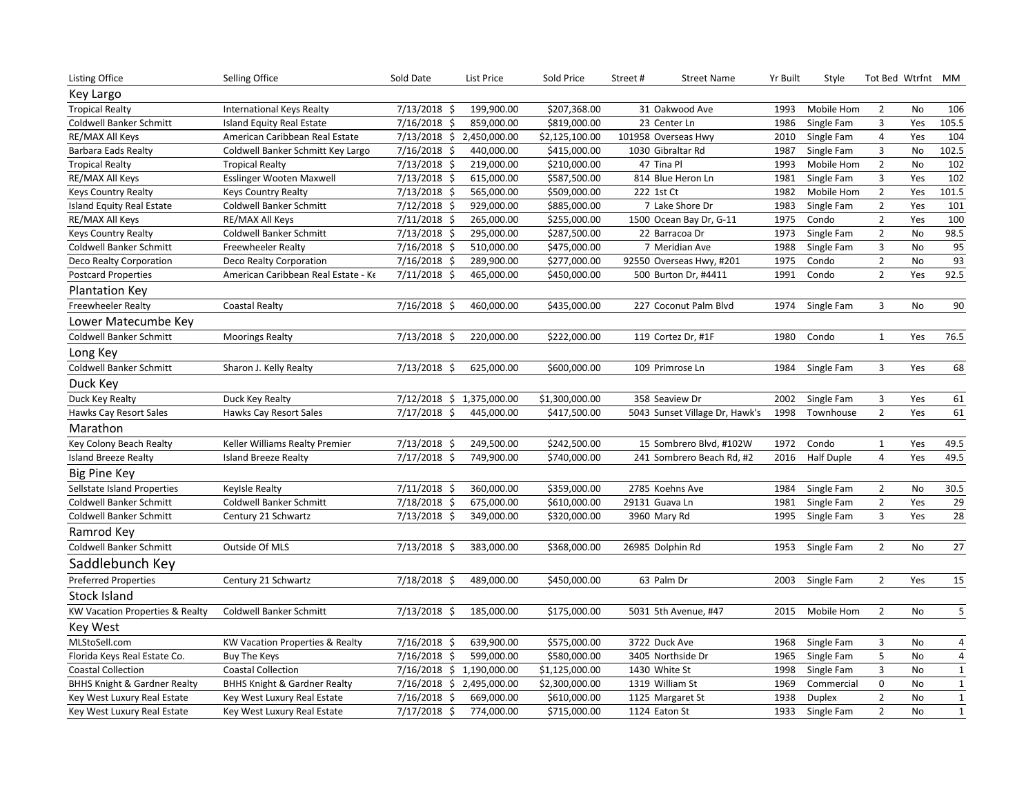| Listing Office | Selling Office | Sold Date | List Price | Sold Price | Street # | Street Name | Yr Built | Style | Tot Bed | Wtrfnt | MM |
|---|---|---|---|---|---|---|---|---|---|---|---|
| **Key Largo** | | | | | | | | | | | |
| Tropical Realty | International Keys Realty | 7/13/2018 | $ 199,900.00 | $207,368.00 | 31 | Oakwood Ave | 1993 | Mobile Hom | 2 | No | 106 |
| Coldwell Banker Schmitt | Island Equity Real Estate | 7/16/2018 | $ 859,000.00 | $819,000.00 | 23 | Center Ln | 1986 | Single Fam | 3 | Yes | 105.5 |
| RE/MAX All Keys | American Caribbean Real Estate | 7/13/2018 | $ 2,450,000.00 | $2,125,100.00 | 101958 | Overseas Hwy | 2010 | Single Fam | 4 | Yes | 104 |
| Barbara Eads Realty | Coldwell Banker Schmitt Key Largo | 7/16/2018 | $ 440,000.00 | $415,000.00 | 1030 | Gibraltar Rd | 1987 | Single Fam | 3 | No | 102.5 |
| Tropical Realty | Tropical Realty | 7/13/2018 | $ 219,000.00 | $210,000.00 | 47 | Tina Pl | 1993 | Mobile Hom | 2 | No | 102 |
| RE/MAX All Keys | Esslinger Wooten Maxwell | 7/13/2018 | $ 615,000.00 | $587,500.00 | 814 | Blue Heron Ln | 1981 | Single Fam | 3 | Yes | 102 |
| Keys Country Realty | Keys Country Realty | 7/13/2018 | $ 565,000.00 | $509,000.00 | 222 | 1st Ct | 1982 | Mobile Hom | 2 | Yes | 101.5 |
| Island Equity Real Estate | Coldwell Banker Schmitt | 7/12/2018 | $ 929,000.00 | $885,000.00 | 7 | Lake Shore Dr | 1983 | Single Fam | 2 | Yes | 101 |
| RE/MAX All Keys | RE/MAX All Keys | 7/11/2018 | $ 265,000.00 | $255,000.00 | 1500 | Ocean Bay Dr, G-11 | 1975 | Condo | 2 | Yes | 100 |
| Keys Country Realty | Coldwell Banker Schmitt | 7/13/2018 | $ 295,000.00 | $287,500.00 | 22 | Barracoa Dr | 1973 | Single Fam | 2 | No | 98.5 |
| Coldwell Banker Schmitt | Freewheeler Realty | 7/16/2018 | $ 510,000.00 | $475,000.00 | 7 | Meridian Ave | 1988 | Single Fam | 3 | No | 95 |
| Deco Realty Corporation | Deco Realty Corporation | 7/16/2018 | $ 289,900.00 | $277,000.00 | 92550 | Overseas Hwy, #201 | 1975 | Condo | 2 | No | 93 |
| Postcard Properties | American Caribbean Real Estate - Ke | 7/11/2018 | $ 465,000.00 | $450,000.00 | 500 | Burton Dr, #4411 | 1991 | Condo | 2 | Yes | 92.5 |
| **Plantation Key** | | | | | | | | | | | |
| Freewheeler Realty | Coastal Realty | 7/16/2018 | $ 460,000.00 | $435,000.00 | 227 | Coconut Palm Blvd | 1974 | Single Fam | 3 | No | 90 |
| **Lower Matecumbe Key** | | | | | | | | | | | |
| Coldwell Banker Schmitt | Moorings Realty | 7/13/2018 | $ 220,000.00 | $222,000.00 | 119 | Cortez Dr, #1F | 1980 | Condo | 1 | Yes | 76.5 |
| **Long Key** | | | | | | | | | | | |
| Coldwell Banker Schmitt | Sharon J. Kelly Realty | 7/13/2018 | $ 625,000.00 | $600,000.00 | 109 | Primrose Ln | 1984 | Single Fam | 3 | Yes | 68 |
| **Duck Key** | | | | | | | | | | | |
| Duck Key Realty | Duck Key Realty | 7/12/2018 | $ 1,375,000.00 | $1,300,000.00 | 358 | Seaview Dr | 2002 | Single Fam | 3 | Yes | 61 |
| Hawks Cay Resort Sales | Hawks Cay Resort Sales | 7/17/2018 | $ 445,000.00 | $417,500.00 | 5043 | Sunset Village Dr, Hawk's | 1998 | Townhouse | 2 | Yes | 61 |
| **Marathon** | | | | | | | | | | | |
| Key Colony Beach Realty | Keller Williams Realty Premier | 7/13/2018 | $ 249,500.00 | $242,500.00 | 15 | Sombrero Blvd, #102W | 1972 | Condo | 1 | Yes | 49.5 |
| Island Breeze Realty | Island Breeze Realty | 7/17/2018 | $ 749,900.00 | $740,000.00 | 241 | Sombrero Beach Rd, #2 | 2016 | Half Duple | 4 | Yes | 49.5 |
| **Big Pine Key** | | | | | | | | | | | |
| Sellstate Island Properties | KeyIsle Realty | 7/11/2018 | $ 360,000.00 | $359,000.00 | 2785 | Koehns Ave | 1984 | Single Fam | 2 | No | 30.5 |
| Coldwell Banker Schmitt | Coldwell Banker Schmitt | 7/18/2018 | $ 675,000.00 | $610,000.00 | 29131 | Guava Ln | 1981 | Single Fam | 2 | Yes | 29 |
| Coldwell Banker Schmitt | Century 21 Schwartz | 7/13/2018 | $ 349,000.00 | $320,000.00 | 3960 | Mary Rd | 1995 | Single Fam | 3 | Yes | 28 |
| **Ramrod Key** | | | | | | | | | | | |
| Coldwell Banker Schmitt | Outside Of MLS | 7/13/2018 | $ 383,000.00 | $368,000.00 | 26985 | Dolphin Rd | 1953 | Single Fam | 2 | No | 27 |
| **Saddlebunch Key** | | | | | | | | | | | |
| Preferred Properties | Century 21 Schwartz | 7/18/2018 | $ 489,000.00 | $450,000.00 | 63 | Palm Dr | 2003 | Single Fam | 2 | Yes | 15 |
| **Stock Island** | | | | | | | | | | | |
| KW Vacation Properties & Realty | Coldwell Banker Schmitt | 7/13/2018 | $ 185,000.00 | $175,000.00 | 5031 | 5th Avenue, #47 | 2015 | Mobile Hom | 2 | No | 5 |
| **Key West** | | | | | | | | | | | |
| MLStoSell.com | KW Vacation Properties & Realty | 7/16/2018 | $ 639,900.00 | $575,000.00 | 3722 | Duck Ave | 1968 | Single Fam | 3 | No | 4 |
| Florida Keys Real Estate Co. | Buy The Keys | 7/16/2018 | $ 599,000.00 | $580,000.00 | 3405 | Northside Dr | 1965 | Single Fam | 5 | No | 4 |
| Coastal Collection | Coastal Collection | 7/16/2018 | $ 1,190,000.00 | $1,125,000.00 | 1430 | White St | 1998 | Single Fam | 3 | No | 1 |
| BHHS Knight & Gardner Realty | BHHS Knight & Gardner Realty | 7/16/2018 | $ 2,495,000.00 | $2,300,000.00 | 1319 | William St | 1969 | Commercial | 0 | No | 1 |
| Key West Luxury Real Estate | Key West Luxury Real Estate | 7/16/2018 | $ 669,000.00 | $610,000.00 | 1125 | Margaret St | 1938 | Duplex | 2 | No | 1 |
| Key West Luxury Real Estate | Key West Luxury Real Estate | 7/17/2018 | $ 774,000.00 | $715,000.00 | 1124 | Eaton St | 1933 | Single Fam | 2 | No | 1 |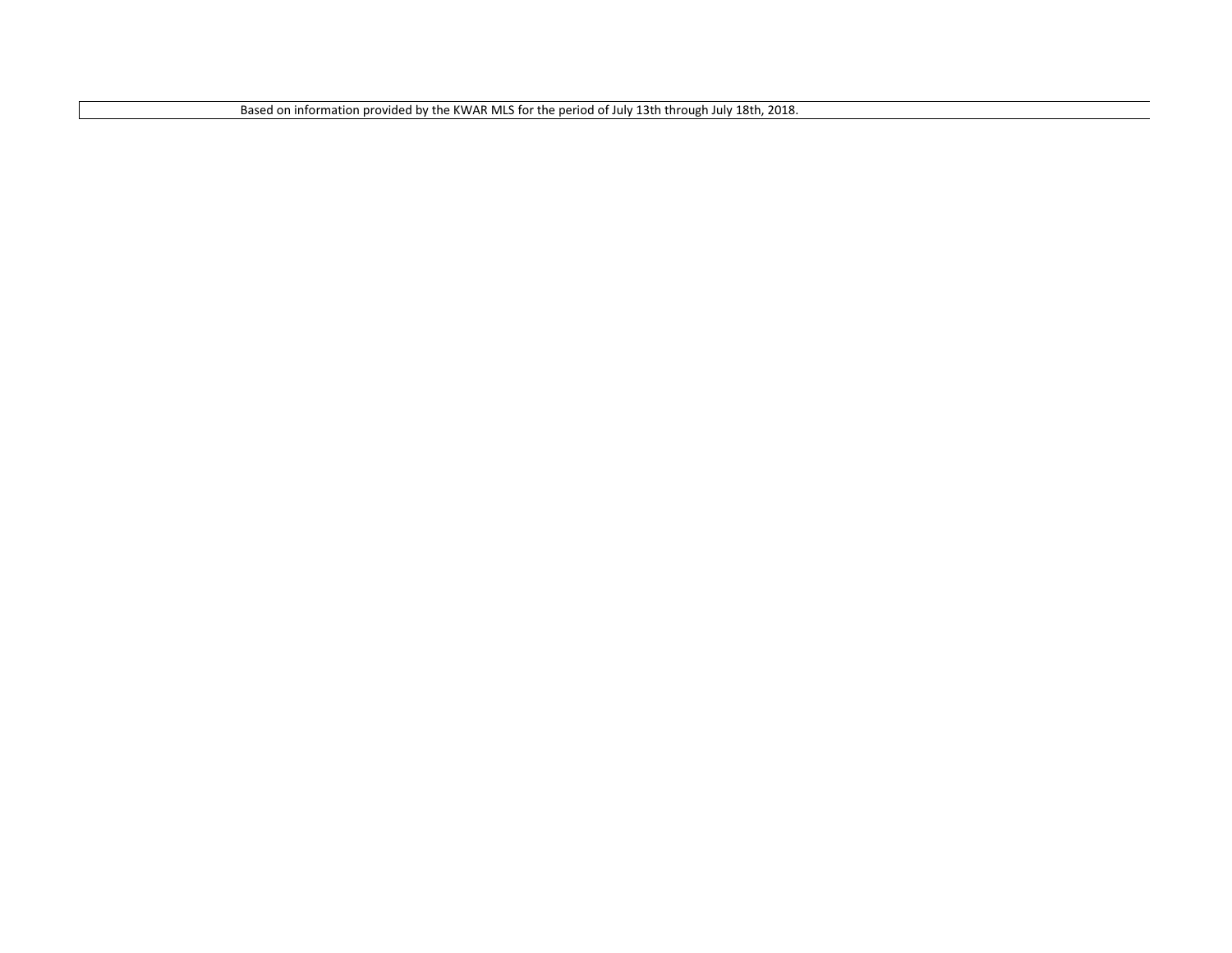Based on information provided by the KWAR MLS for the period of July 13th through July 18th, 2018.